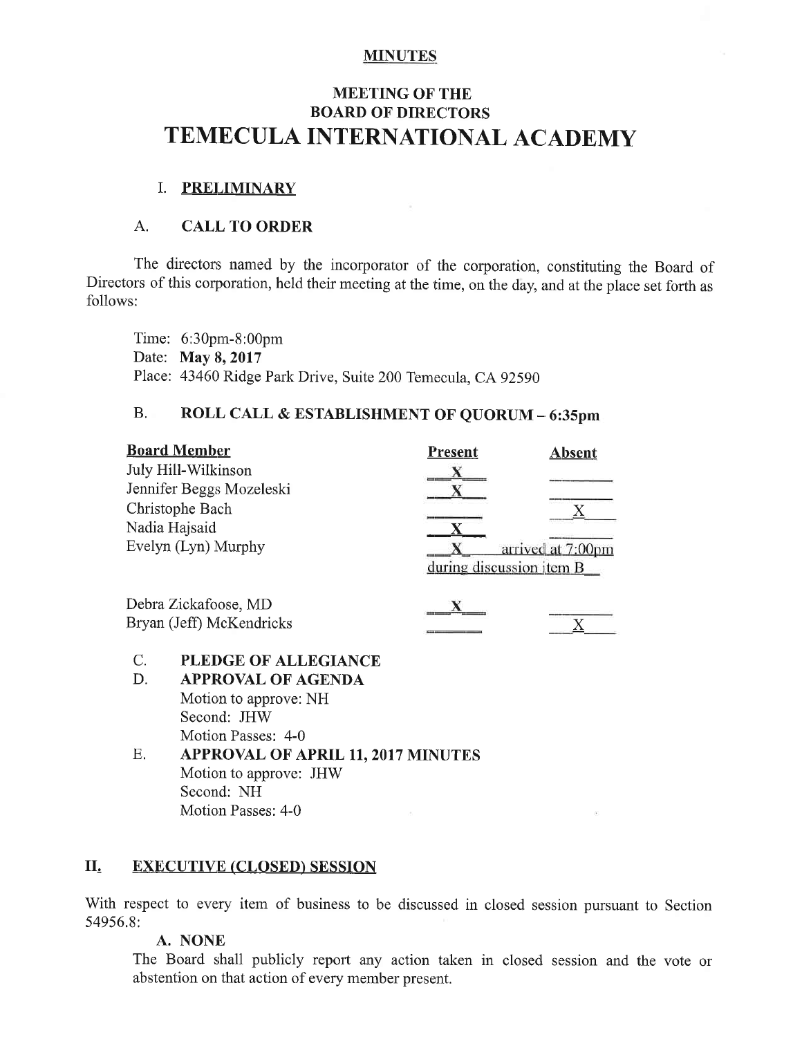**MINUTES**

# MEETING OF THE
# BOARD OF DIRECTORS
# TEMECULA INTERNATIONAL ACADEMY

## I. PRELIMINARY

### A. CALL TO ORDER

The directors named by the incorporator of the corporation, constituting the Board of Directors of this corporation, held their meeting at the time, on the day, and at the place set forth as follows:

Time: 6:30pm-8:00pm
Date: **May 8, 2017**
Place: 43460 Ridge Park Drive, Suite 200 Temecula, CA 92590

### B. ROLL CALL & ESTABLISHMENT OF QUORUM – 6:35pm

| Board Member | Present | Absent |
|---|---|---|
| July Hill-Wilkinson | X | |
| Jennifer Beggs Mozeleski | X | |
| Christophe Bach | | X |
| Nadia Hajsaid | X | |
| Evelyn (Lyn) Murphy | X arrived at 7:00pm during discussion item B | |
| Debra Zickafoose, MD | X | |
| Bryan (Jeff) McKendricks | | X |

C. **PLEDGE OF ALLEGIANCE**

D. **APPROVAL OF AGENDA**
Motion to approve: NH
Second: JHW
Motion Passes: 4-0

E. **APPROVAL OF APRIL 11, 2017 MINUTES**
Motion to approve: JHW
Second: NH
Motion Passes: 4-0

## II. EXECUTIVE (CLOSED) SESSION

With respect to every item of business to be discussed in closed session pursuant to Section 54956.8:

**A. NONE**

The Board shall publicly report any action taken in closed session and the vote or abstention on that action of every member present.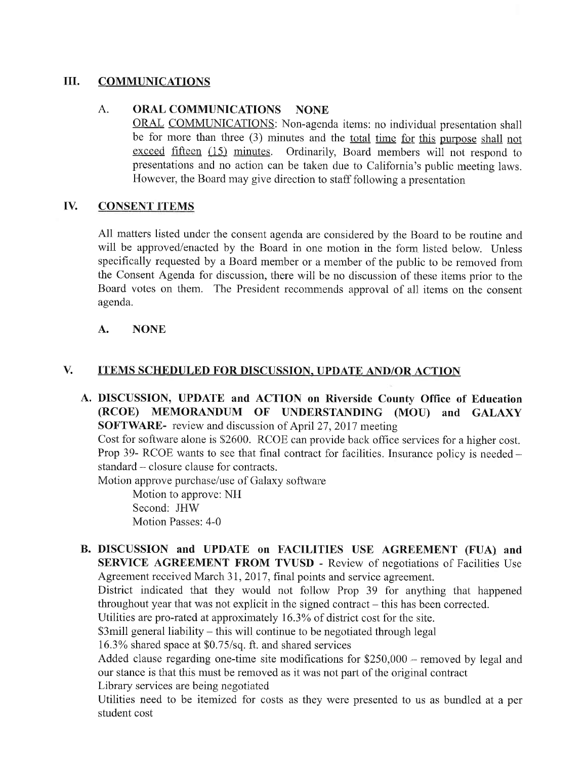## III. COMMUNICATIONS

### A. ORAL COMMUNICATIONS NONE

ORAL COMMUNICATIONS: Non-agenda items: no individual presentation shall be for more than three (3) minutes and the total time for this purpose shall not exceed fifteen (15) minutes. Ordinarily, Board members will not respond to presentations and no action can be taken due to California's public meeting laws. However, the Board may give direction to staff following a presentation

## IV. CONSENT ITEMS

All matters listed under the consent agenda are considered by the Board to be routine and will be approved/enacted by the Board in one motion in the form listed below. Unless specifically requested by a Board member or a member of the public to be removed from the Consent Agenda for discussion, there will be no discussion of these items prior to the Board votes on them. The President recommends approval of all items on the consent agenda.

**A. NONE**

## V. ITEMS SCHEDULED FOR DISCUSSION, UPDATE AND/OR ACTION

**A. DISCUSSION, UPDATE and ACTION on Riverside County Office of Education (RCOE) MEMORANDUM OF UNDERSTANDING (MOU) and GALAXY SOFTWARE-** review and discussion of April 27, 2017 meeting

Cost for software alone is $2600. RCOE can provide back office services for a higher cost. Prop 39- RCOE wants to see that final contract for facilities. Insurance policy is needed – standard – closure clause for contracts.

Motion approve purchase/use of Galaxy software

Motion to approve: NH
Second: JHW
Motion Passes: 4-0

**B. DISCUSSION and UPDATE on FACILITIES USE AGREEMENT (FUA) and SERVICE AGREEMENT FROM TVUSD** - Review of negotiations of Facilities Use Agreement received March 31, 2017, final points and service agreement.

District indicated that they would not follow Prop 39 for anything that happened throughout year that was not explicit in the signed contract – this has been corrected.

Utilities are pro-rated at approximately 16.3% of district cost for the site.

$3mill general liability – this will continue to be negotiated through legal

16.3% shared space at $0.75/sq. ft. and shared services

Added clause regarding one-time site modifications for $250,000 – removed by legal and our stance is that this must be removed as it was not part of the original contract

Library services are being negotiated

Utilities need to be itemized for costs as they were presented to us as bundled at a per student cost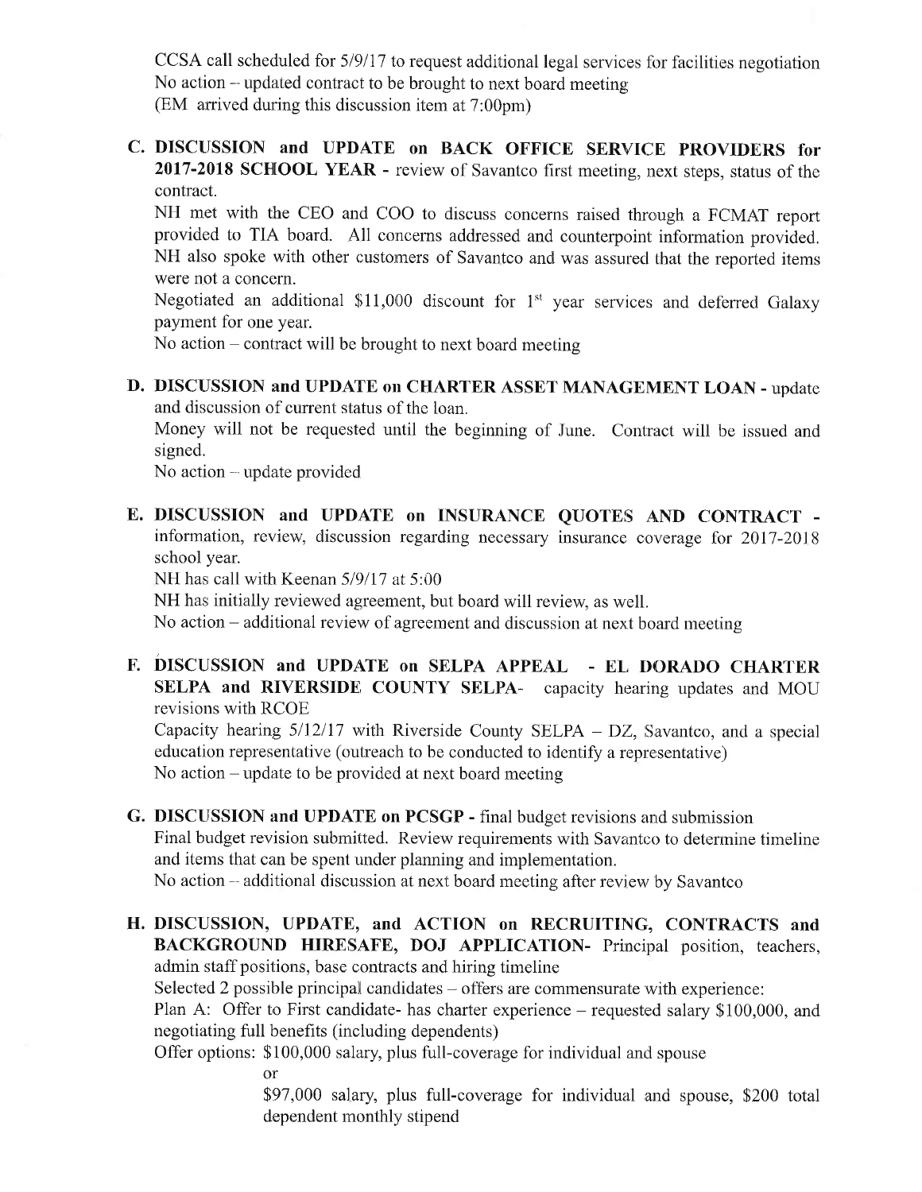CCSA call scheduled for 5/9/17 to request additional legal services for facilities negotiation
No action – updated contract to be brought to next board meeting
(EM arrived during this discussion item at 7:00pm)

**C. DISCUSSION and UPDATE on BACK OFFICE SERVICE PROVIDERS for 2017-2018 SCHOOL YEAR** - review of Savantco first meeting, next steps, status of the contract.

NH met with the CEO and COO to discuss concerns raised through a FCMAT report provided to TIA board. All concerns addressed and counterpoint information provided. NH also spoke with other customers of Savantco and was assured that the reported items were not a concern.

Negotiated an additional $11,000 discount for 1st year services and deferred Galaxy payment for one year.

No action – contract will be brought to next board meeting

**D. DISCUSSION and UPDATE on CHARTER ASSET MANAGEMENT LOAN** - update and discussion of current status of the loan.

Money will not be requested until the beginning of June. Contract will be issued and signed.

No action – update provided

**E. DISCUSSION and UPDATE on INSURANCE QUOTES AND CONTRACT** - information, review, discussion regarding necessary insurance coverage for 2017-2018 school year.

NH has call with Keenan 5/9/17 at 5:00

NH has initially reviewed agreement, but board will review, as well.

No action – additional review of agreement and discussion at next board meeting

**F. DISCUSSION and UPDATE on SELPA APPEAL - EL DORADO CHARTER SELPA and RIVERSIDE COUNTY SELPA**- capacity hearing updates and MOU revisions with RCOE

Capacity hearing 5/12/17 with Riverside County SELPA – DZ, Savantco, and a special education representative (outreach to be conducted to identify a representative)

No action – update to be provided at next board meeting

**G. DISCUSSION and UPDATE on PCSGP** - final budget revisions and submission

Final budget revision submitted. Review requirements with Savantco to determine timeline and items that can be spent under planning and implementation.

No action – additional discussion at next board meeting after review by Savantco

**H. DISCUSSION, UPDATE, and ACTION on RECRUITING, CONTRACTS and BACKGROUND HIRESAFE, DOJ APPLICATION**- Principal position, teachers, admin staff positions, base contracts and hiring timeline

Selected 2 possible principal candidates – offers are commensurate with experience:

Plan A: Offer to First candidate- has charter experience – requested salary $100,000, and negotiating full benefits (including dependents)

Offer options: $100,000 salary, plus full-coverage for individual and spouse

or

$97,000 salary, plus full-coverage for individual and spouse, $200 total dependent monthly stipend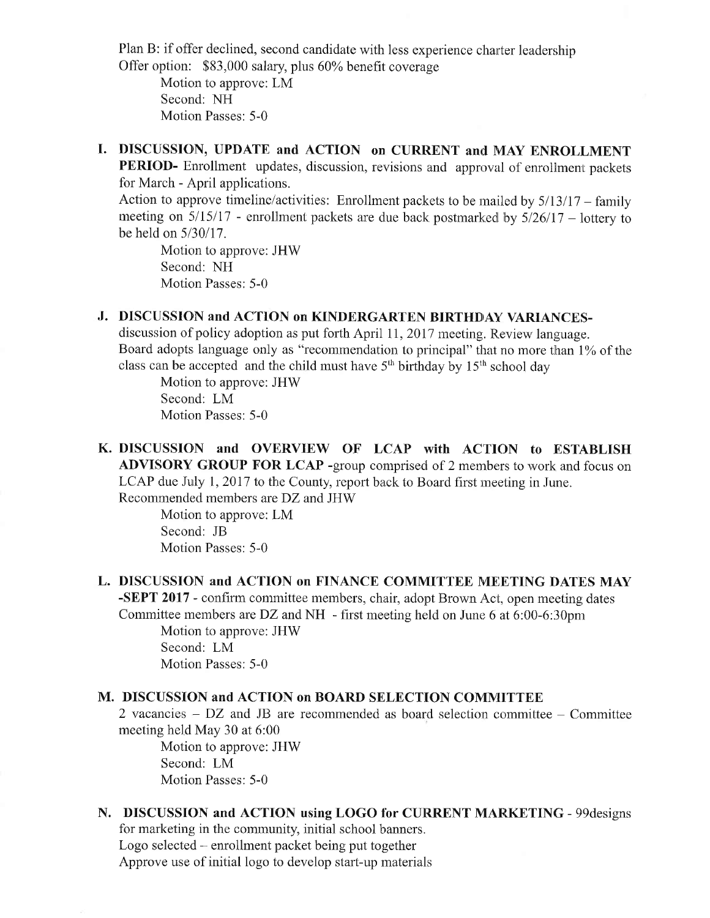Plan B: if offer declined, second candidate with less experience charter leadership
Offer option: $83,000 salary, plus 60% benefit coverage

Motion to approve: LM
Second: NH
Motion Passes: 5-0

**I. DISCUSSION, UPDATE and ACTION on CURRENT and MAY ENROLLMENT PERIOD-** Enrollment updates, discussion, revisions and approval of enrollment packets for March - April applications.

Action to approve timeline/activities: Enrollment packets to be mailed by 5/13/17 – family meeting on 5/15/17 - enrollment packets are due back postmarked by 5/26/17 – lottery to be held on 5/30/17.

Motion to approve: JHW
Second: NH
Motion Passes: 5-0

**J. DISCUSSION and ACTION on KINDERGARTEN BIRTHDAY VARIANCES-** discussion of policy adoption as put forth April 11, 2017 meeting. Review language.
Board adopts language only as "recommendation to principal" that no more than 1% of the class can be accepted and the child must have 5th birthday by 15th school day

Motion to approve: JHW
Second: LM
Motion Passes: 5-0

**K. DISCUSSION and OVERVIEW OF LCAP with ACTION to ESTABLISH ADVISORY GROUP FOR LCAP** -group comprised of 2 members to work and focus on LCAP due July 1, 2017 to the County, report back to Board first meeting in June.
Recommended members are DZ and JHW

Motion to approve: LM
Second: JB
Motion Passes: 5-0

**L. DISCUSSION and ACTION on FINANCE COMMITTEE MEETING DATES MAY -SEPT 2017** - confirm committee members, chair, adopt Brown Act, open meeting dates
Committee members are DZ and NH - first meeting held on June 6 at 6:00-6:30pm

Motion to approve: JHW
Second: LM
Motion Passes: 5-0

**M. DISCUSSION and ACTION on BOARD SELECTION COMMITTEE**
2 vacancies – DZ and JB are recommended as board selection committee – Committee meeting held May 30 at 6:00

Motion to approve: JHW
Second: LM
Motion Passes: 5-0

**N. DISCUSSION and ACTION using LOGO for CURRENT MARKETING** - 99designs for marketing in the community, initial school banners.
Logo selected – enrollment packet being put together
Approve use of initial logo to develop start-up materials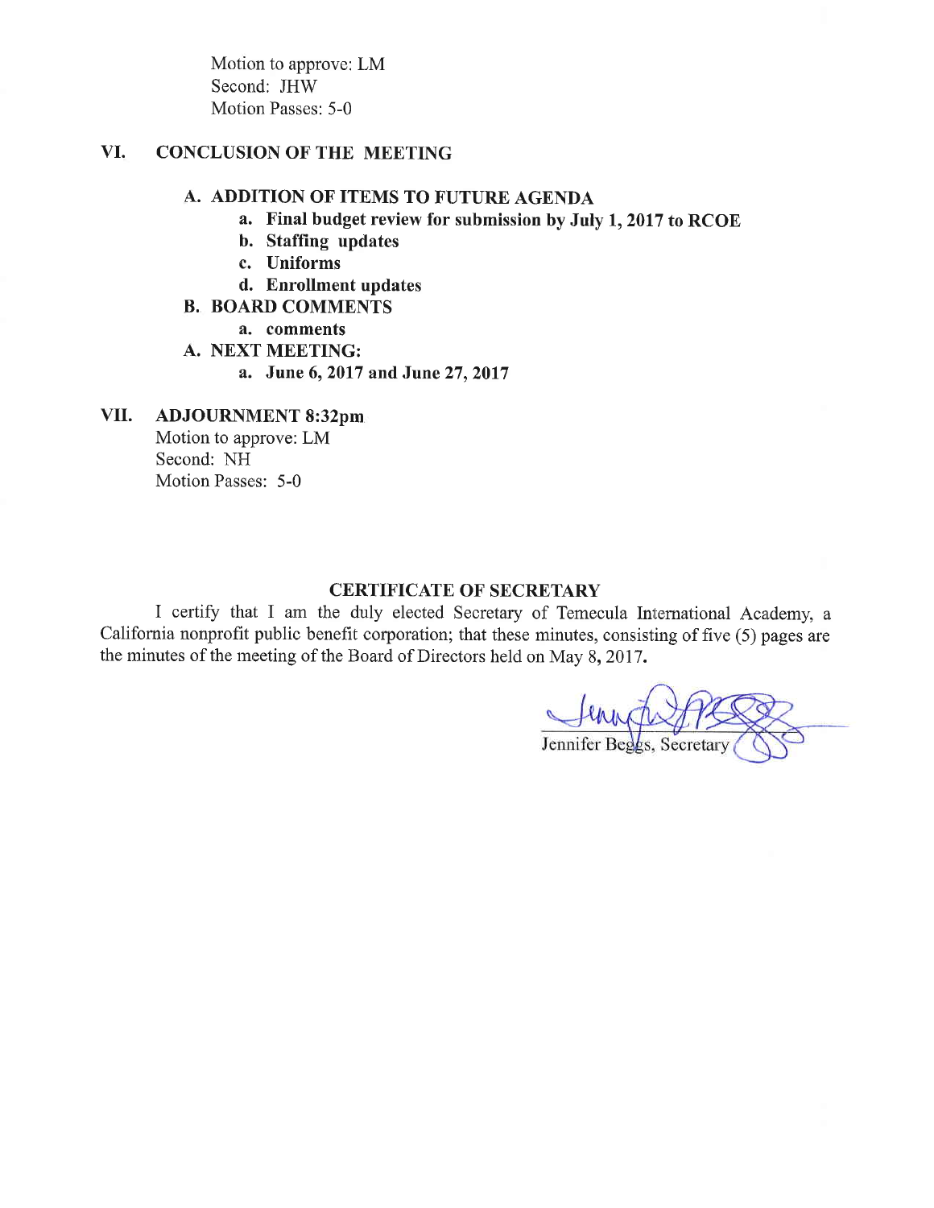Motion to approve: LM
Second: JHW
Motion Passes: 5-0

## VI. CONCLUSION OF THE MEETING

**A. ADDITION OF ITEMS TO FUTURE AGENDA**

- **a. Final budget review for submission by July 1, 2017 to RCOE**
- **b. Staffing updates**
- **c. Uniforms**
- **d. Enrollment updates**

**B. BOARD COMMENTS**

- **a. comments**

**A. NEXT MEETING:**

- **a. June 6, 2017 and June 27, 2017**

## VII. ADJOURNMENT 8:32pm

Motion to approve: LM
Second: NH
Motion Passes: 5-0

### CERTIFICATE OF SECRETARY

I certify that I am the duly elected Secretary of Temecula International Academy, a California nonprofit public benefit corporation; that these minutes, consisting of five (5) pages are the minutes of the meeting of the Board of Directors held on May 8, 2017.

Jennifer Beggs, Secretary